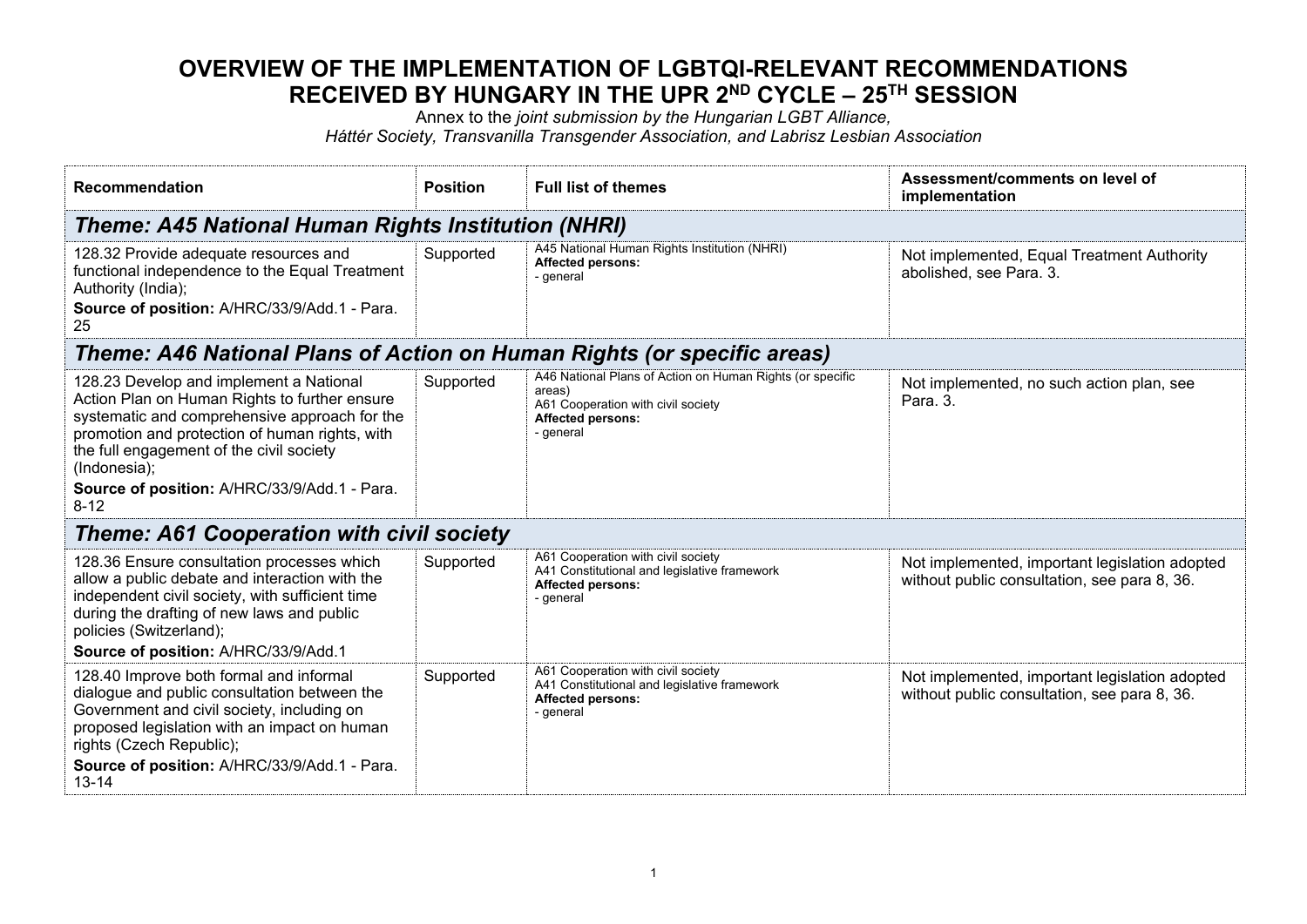# OVERVIEW OF THE IMPLEMENTATION OF LGBTQI-RELEVANT RECOMMENDATIONS RECEIVED BY HUNGARY IN THE UPR 2ND CYCLE – 25TH SESSION

Annex to the *joint submission by the Hungarian LGBT Alliance, Háttér Society, Transvanilla Transgender Association, and Labrisz Lesbian Association*

| Recommendation | Position | Full list of themes | Assessment/comments on level of implementation |
|---|---|---|---|
| ***Theme: A45 National Human Rights Institution (NHRI)*** | | | |
| 128.32 Provide adequate resources and functional independence to the Equal Treatment Authority (India);<br>**Source of position:** A/HRC/33/9/Add.1 - Para. 25 | Supported | A45 National Human Rights Institution (NHRI)<br>**Affected persons:**<br>- general | Not implemented, Equal Treatment Authority abolished, see Para. 3. |
| ***Theme: A46 National Plans of Action on Human Rights (or specific areas)*** | | | |
| 128.23 Develop and implement a National Action Plan on Human Rights to further ensure systematic and comprehensive approach for the promotion and protection of human rights, with the full engagement of the civil society (Indonesia);<br>**Source of position:** A/HRC/33/9/Add.1 - Para. 8-12 | Supported | A46 National Plans of Action on Human Rights (or specific areas)<br>A61 Cooperation with civil society<br>**Affected persons:**<br>- general | Not implemented, no such action plan, see Para. 3. |
| ***Theme: A61 Cooperation with civil society*** | | | |
| 128.36 Ensure consultation processes which allow a public debate and interaction with the independent civil society, with sufficient time during the drafting of new laws and public policies (Switzerland);<br>**Source of position:** A/HRC/33/9/Add.1 | Supported | A61 Cooperation with civil society<br>A41 Constitutional and legislative framework<br>**Affected persons:**<br>- general | Not implemented, important legislation adopted without public consultation, see para 8, 36. |
| 128.40 Improve both formal and informal dialogue and public consultation between the Government and civil society, including on proposed legislation with an impact on human rights (Czech Republic);<br>**Source of position:** A/HRC/33/9/Add.1 - Para. 13-14 | Supported | A61 Cooperation with civil society<br>A41 Constitutional and legislative framework<br>**Affected persons:**<br>- general | Not implemented, important legislation adopted without public consultation, see para 8, 36. |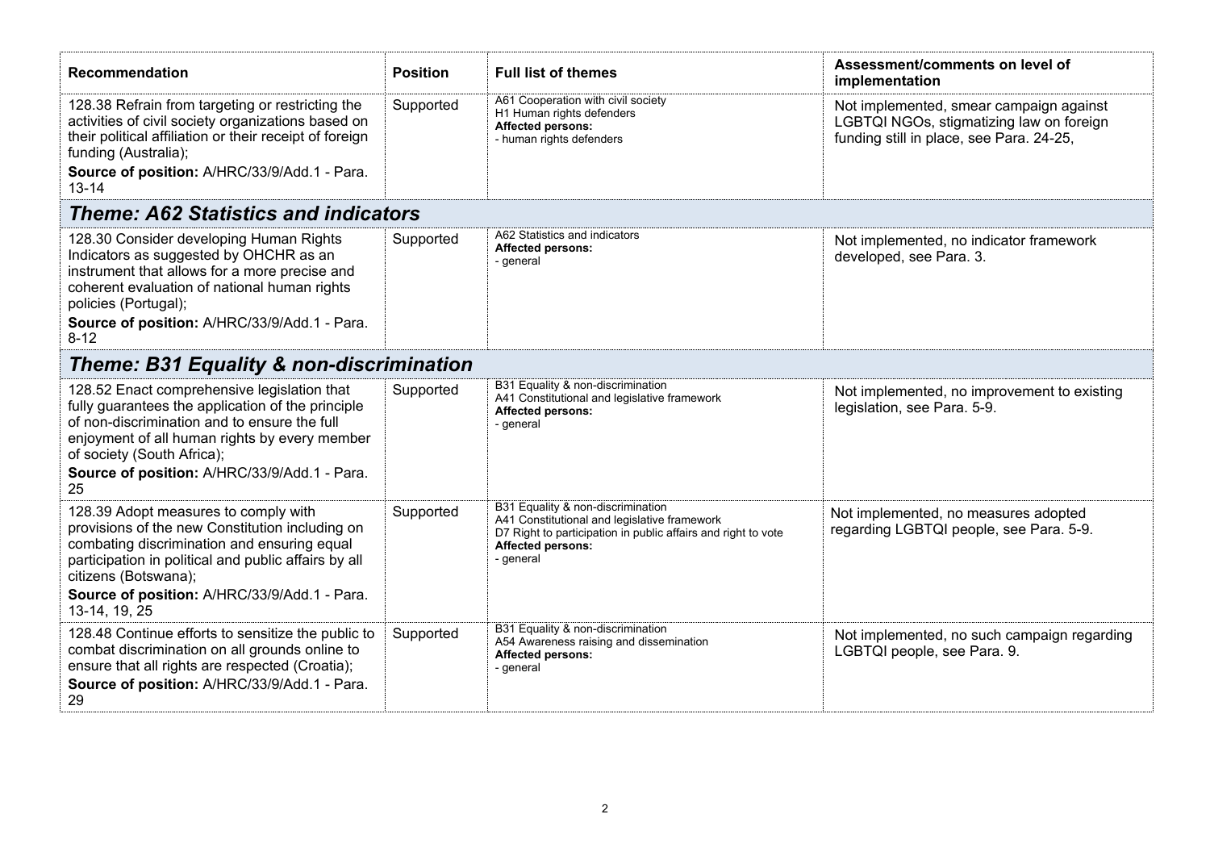| Recommendation | Position | Full list of themes | Assessment/comments on level of implementation |
| --- | --- | --- | --- |
| 128.38 Refrain from targeting or restricting the activities of civil society organizations based on their political affiliation or their receipt of foreign funding (Australia);<br>**Source of position:** A/HRC/33/9/Add.1 - Para. 13-14 | Supported | A61 Cooperation with civil society<br>H1 Human rights defenders<br>**Affected persons:**<br>- human rights defenders | Not implemented, smear campaign against LGBTQI NGOs, stigmatizing law on foreign funding still in place, see Para. 24-25, |
| ***Theme: A62 Statistics and indicators*** | | | |
| 128.30 Consider developing Human Rights Indicators as suggested by OHCHR as an instrument that allows for a more precise and coherent evaluation of national human rights policies (Portugal);<br>**Source of position:** A/HRC/33/9/Add.1 - Para. 8-12 | Supported | A62 Statistics and indicators<br>**Affected persons:**<br>- general | Not implemented, no indicator framework developed, see Para. 3. |
| ***Theme: B31 Equality & non-discrimination*** | | | |
| 128.52 Enact comprehensive legislation that fully guarantees the application of the principle of non-discrimination and to ensure the full enjoyment of all human rights by every member of society (South Africa);<br>**Source of position:** A/HRC/33/9/Add.1 - Para. 25 | Supported | B31 Equality & non-discrimination<br>A41 Constitutional and legislative framework<br>**Affected persons:**<br>- general | Not implemented, no improvement to existing legislation, see Para. 5-9. |
| 128.39 Adopt measures to comply with provisions of the new Constitution including on combating discrimination and ensuring equal participation in political and public affairs by all citizens (Botswana);<br>**Source of position:** A/HRC/33/9/Add.1 - Para. 13-14, 19, 25 | Supported | B31 Equality & non-discrimination<br>A41 Constitutional and legislative framework<br>D7 Right to participation in public affairs and right to vote<br>**Affected persons:**<br>- general | Not implemented, no measures adopted regarding LGBTQI people, see Para. 5-9. |
| 128.48 Continue efforts to sensitize the public to combat discrimination on all grounds online to ensure that all rights are respected (Croatia);<br>**Source of position:** A/HRC/33/9/Add.1 - Para. 29 | Supported | B31 Equality & non-discrimination<br>A54 Awareness raising and dissemination<br>**Affected persons:**<br>- general | Not implemented, no such campaign regarding LGBTQI people, see Para. 9. |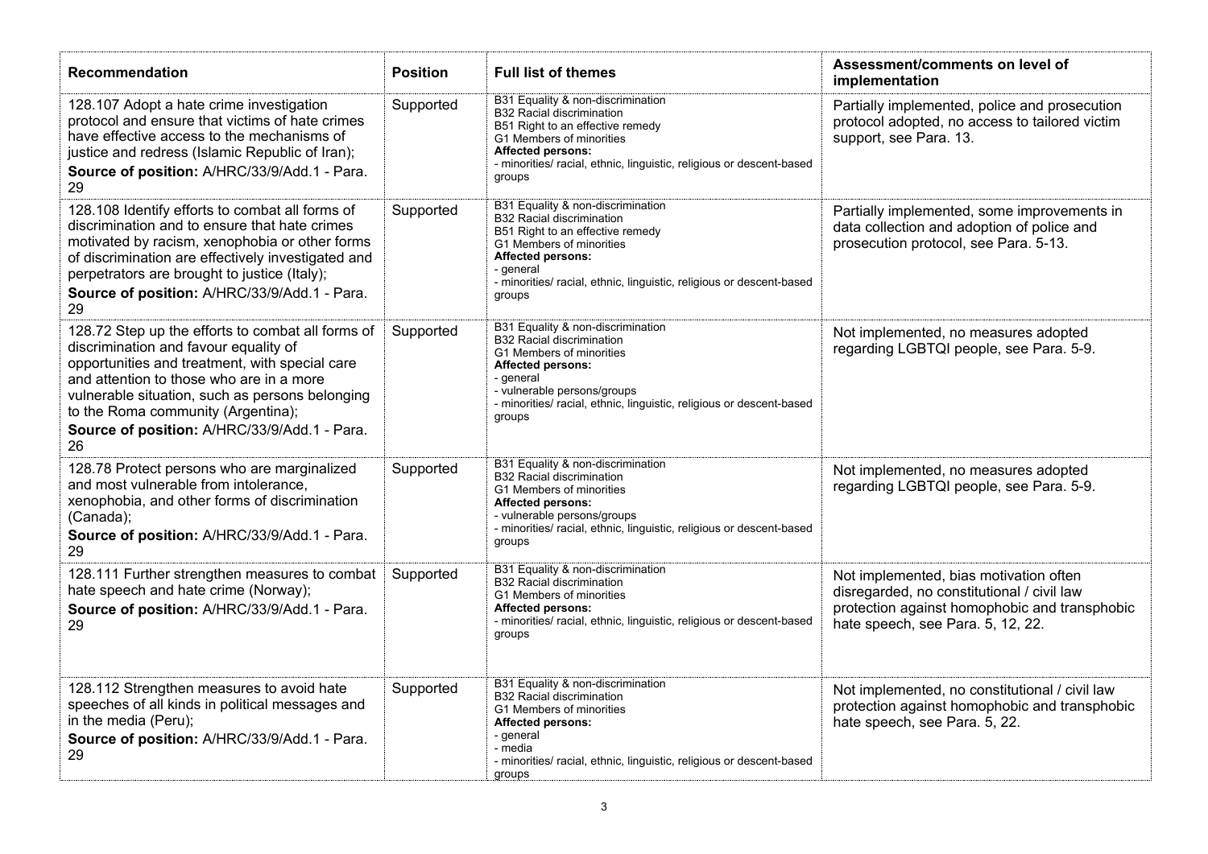| Recommendation | Position | Full list of themes | Assessment/comments on level of implementation |
|---|---|---|---|
| 128.107 Adopt a hate crime investigation protocol and ensure that victims of hate crimes have effective access to the mechanisms of justice and redress (Islamic Republic of Iran); **Source of position:** A/HRC/33/9/Add.1 - Para. 29 | Supported | B31 Equality & non-discrimination<br>B32 Racial discrimination<br>B51 Right to an effective remedy<br>G1 Members of minorities<br>**Affected persons:**<br>- minorities/ racial, ethnic, linguistic, religious or descent-based groups | Partially implemented, police and prosecution protocol adopted, no access to tailored victim support, see Para. 13. |
| 128.108 Identify efforts to combat all forms of discrimination and to ensure that hate crimes motivated by racism, xenophobia or other forms of discrimination are effectively investigated and perpetrators are brought to justice (Italy); **Source of position:** A/HRC/33/9/Add.1 - Para. 29 | Supported | B31 Equality & non-discrimination<br>B32 Racial discrimination<br>B51 Right to an effective remedy<br>G1 Members of minorities<br>**Affected persons:**<br>- general<br>- minorities/ racial, ethnic, linguistic, religious or descent-based groups | Partially implemented, some improvements in data collection and adoption of police and prosecution protocol, see Para. 5-13. |
| 128.72 Step up the efforts to combat all forms of discrimination and favour equality of opportunities and treatment, with special care and attention to those who are in a more vulnerable situation, such as persons belonging to the Roma community (Argentina); **Source of position:** A/HRC/33/9/Add.1 - Para. 26 | Supported | B31 Equality & non-discrimination<br>B32 Racial discrimination<br>G1 Members of minorities<br>**Affected persons:**<br>- general<br>- vulnerable persons/groups<br>- minorities/ racial, ethnic, linguistic, religious or descent-based groups | Not implemented, no measures adopted regarding LGBTQI people, see Para. 5-9. |
| 128.78 Protect persons who are marginalized and most vulnerable from intolerance, xenophobia, and other forms of discrimination (Canada); **Source of position:** A/HRC/33/9/Add.1 - Para. 29 | Supported | B31 Equality & non-discrimination<br>B32 Racial discrimination<br>G1 Members of minorities<br>**Affected persons:**<br>- vulnerable persons/groups<br>- minorities/ racial, ethnic, linguistic, religious or descent-based groups | Not implemented, no measures adopted regarding LGBTQI people, see Para. 5-9. |
| 128.111 Further strengthen measures to combat hate speech and hate crime (Norway); **Source of position:** A/HRC/33/9/Add.1 - Para. 29 | Supported | B31 Equality & non-discrimination<br>B32 Racial discrimination<br>G1 Members of minorities<br>**Affected persons:**<br>- minorities/ racial, ethnic, linguistic, religious or descent-based groups | Not implemented, bias motivation often disregarded, no constitutional / civil law protection against homophobic and transphobic hate speech, see Para. 5, 12, 22. |
| 128.112 Strengthen measures to avoid hate speeches of all kinds in political messages and in the media (Peru); **Source of position:** A/HRC/33/9/Add.1 - Para. 29 | Supported | B31 Equality & non-discrimination<br>B32 Racial discrimination<br>G1 Members of minorities<br>**Affected persons:**<br>- general<br>- media<br>- minorities/ racial, ethnic, linguistic, religious or descent-based groups | Not implemented, no constitutional / civil law protection against homophobic and transphobic hate speech, see Para. 5, 22. |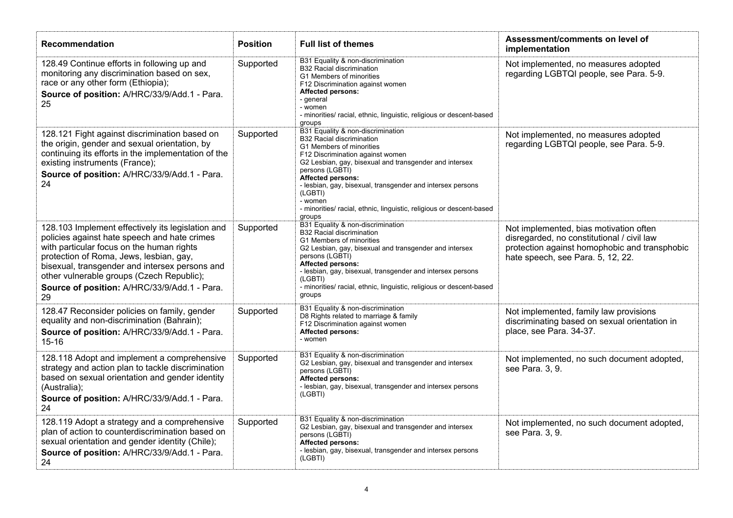| Recommendation | Position | Full list of themes | Assessment/comments on level of implementation |
|---|---|---|---|
| 128.49 Continue efforts in following up and monitoring any discrimination based on sex, race or any other form (Ethiopia);<br>**Source of position:** A/HRC/33/9/Add.1 - Para. 25 | Supported | B31 Equality & non-discrimination<br>B32 Racial discrimination<br>G1 Members of minorities<br>F12 Discrimination against women<br>**Affected persons:**<br>- general<br>- women<br>- minorities/ racial, ethnic, linguistic, religious or descent-based groups | Not implemented, no measures adopted regarding LGBTQI people, see Para. 5-9. |
| 128.121 Fight against discrimination based on the origin, gender and sexual orientation, by continuing its efforts in the implementation of the existing instruments (France);<br>**Source of position:** A/HRC/33/9/Add.1 - Para. 24 | Supported | B31 Equality & non-discrimination<br>B32 Racial discrimination<br>G1 Members of minorities<br>F12 Discrimination against women<br>G2 Lesbian, gay, bisexual and transgender and intersex persons (LGBTI)<br>**Affected persons:**<br>- lesbian, gay, bisexual, transgender and intersex persons (LGBTI)<br>- women<br>- minorities/ racial, ethnic, linguistic, religious or descent-based groups | Not implemented, no measures adopted regarding LGBTQI people, see Para. 5-9. |
| 128.103 Implement effectively its legislation and policies against hate speech and hate crimes with particular focus on the human rights protection of Roma, Jews, lesbian, gay, bisexual, transgender and intersex persons and other vulnerable groups (Czech Republic);<br>**Source of position:** A/HRC/33/9/Add.1 - Para. 29 | Supported | B31 Equality & non-discrimination<br>B32 Racial discrimination<br>G1 Members of minorities<br>G2 Lesbian, gay, bisexual and transgender and intersex persons (LGBTI)<br>**Affected persons:**<br>- lesbian, gay, bisexual, transgender and intersex persons (LGBTI)<br>- minorities/ racial, ethnic, linguistic, religious or descent-based groups | Not implemented, bias motivation often disregarded, no constitutional / civil law protection against homophobic and transphobic hate speech, see Para. 5, 12, 22. |
| 128.47 Reconsider policies on family, gender equality and non-discrimination (Bahrain);<br>**Source of position:** A/HRC/33/9/Add.1 - Para. 15-16 | Supported | B31 Equality & non-discrimination<br>D8 Rights related to marriage & family<br>F12 Discrimination against women<br>**Affected persons:**<br>- women | Not implemented, family law provisions discriminating based on sexual orientation in place, see Para. 34-37. |
| 128.118 Adopt and implement a comprehensive strategy and action plan to tackle discrimination based on sexual orientation and gender identity (Australia);<br>**Source of position:** A/HRC/33/9/Add.1 - Para. 24 | Supported | B31 Equality & non-discrimination<br>G2 Lesbian, gay, bisexual and transgender and intersex persons (LGBTI)<br>**Affected persons:**<br>- lesbian, gay, bisexual, transgender and intersex persons (LGBTI) | Not implemented, no such document adopted, see Para. 3, 9. |
| 128.119 Adopt a strategy and a comprehensive plan of action to counterdiscrimination based on sexual orientation and gender identity (Chile);<br>**Source of position:** A/HRC/33/9/Add.1 - Para. 24 | Supported | B31 Equality & non-discrimination<br>G2 Lesbian, gay, bisexual and transgender and intersex persons (LGBTI)<br>**Affected persons:**<br>- lesbian, gay, bisexual, transgender and intersex persons (LGBTI) | Not implemented, no such document adopted, see Para. 3, 9. |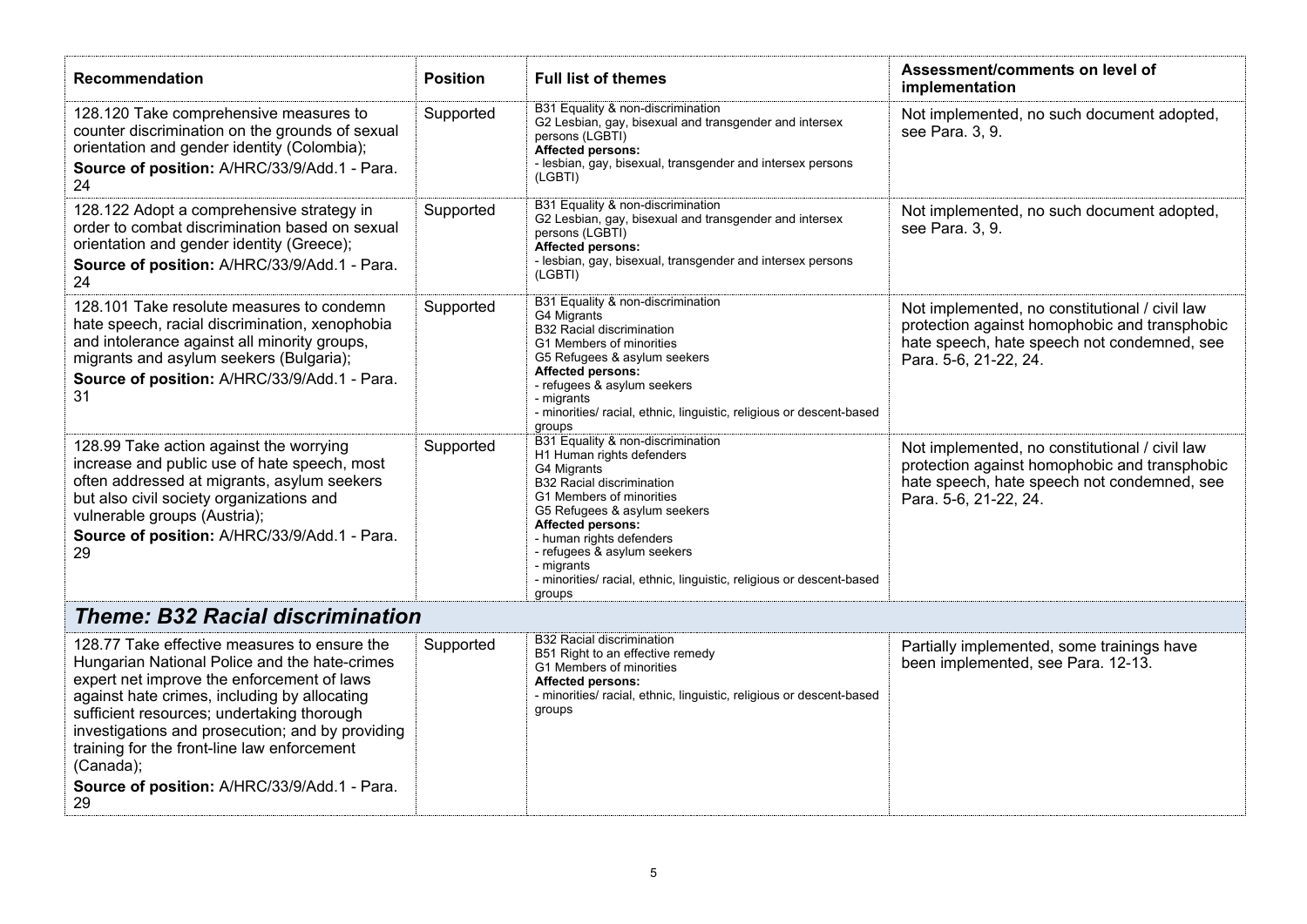| Recommendation | Position | Full list of themes | Assessment/comments on level of implementation |
|---|---|---|---|
| 128.120 Take comprehensive measures to counter discrimination on the grounds of sexual orientation and gender identity (Colombia);<br>**Source of position:** A/HRC/33/9/Add.1 - Para. 24 | Supported | B31 Equality & non-discrimination<br>G2 Lesbian, gay, bisexual and transgender and intersex persons (LGBTI)<br>**Affected persons:**<br>- lesbian, gay, bisexual, transgender and intersex persons (LGBTI) | Not implemented, no such document adopted, see Para. 3, 9. |
| 128.122 Adopt a comprehensive strategy in order to combat discrimination based on sexual orientation and gender identity (Greece);<br>**Source of position:** A/HRC/33/9/Add.1 - Para. 24 | Supported | B31 Equality & non-discrimination<br>G2 Lesbian, gay, bisexual and transgender and intersex persons (LGBTI)<br>**Affected persons:**<br>- lesbian, gay, bisexual, transgender and intersex persons (LGBTI) | Not implemented, no such document adopted, see Para. 3, 9. |
| 128.101 Take resolute measures to condemn hate speech, racial discrimination, xenophobia and intolerance against all minority groups, migrants and asylum seekers (Bulgaria);<br>**Source of position:** A/HRC/33/9/Add.1 - Para. 31 | Supported | B31 Equality & non-discrimination<br>G4 Migrants<br>B32 Racial discrimination<br>G1 Members of minorities<br>G5 Refugees & asylum seekers<br>**Affected persons:**<br>- refugees & asylum seekers<br>- migrants<br>- minorities/ racial, ethnic, linguistic, religious or descent-based groups | Not implemented, no constitutional / civil law protection against homophobic and transphobic hate speech, hate speech not condemned, see Para. 5-6, 21-22, 24. |
| 128.99 Take action against the worrying increase and public use of hate speech, most often addressed at migrants, asylum seekers but also civil society organizations and vulnerable groups (Austria);<br>**Source of position:** A/HRC/33/9/Add.1 - Para. 29 | Supported | B31 Equality & non-discrimination<br>H1 Human rights defenders<br>G4 Migrants<br>B32 Racial discrimination<br>G1 Members of minorities<br>G5 Refugees & asylum seekers<br>**Affected persons:**<br>- human rights defenders<br>- refugees & asylum seekers<br>- migrants<br>- minorities/ racial, ethnic, linguistic, religious or descent-based groups | Not implemented, no constitutional / civil law protection against homophobic and transphobic hate speech, hate speech not condemned, see Para. 5-6, 21-22, 24. |
| ***Theme: B32 Racial discrimination*** | | | |
| 128.77 Take effective measures to ensure the Hungarian National Police and the hate-crimes expert net improve the enforcement of laws against hate crimes, including by allocating sufficient resources; undertaking thorough investigations and prosecution; and by providing training for the front-line law enforcement (Canada);<br>**Source of position:** A/HRC/33/9/Add.1 - Para. 29 | Supported | B32 Racial discrimination<br>B51 Right to an effective remedy<br>G1 Members of minorities<br>**Affected persons:**<br>- minorities/ racial, ethnic, linguistic, religious or descent-based groups | Partially implemented, some trainings have been implemented, see Para. 12-13. |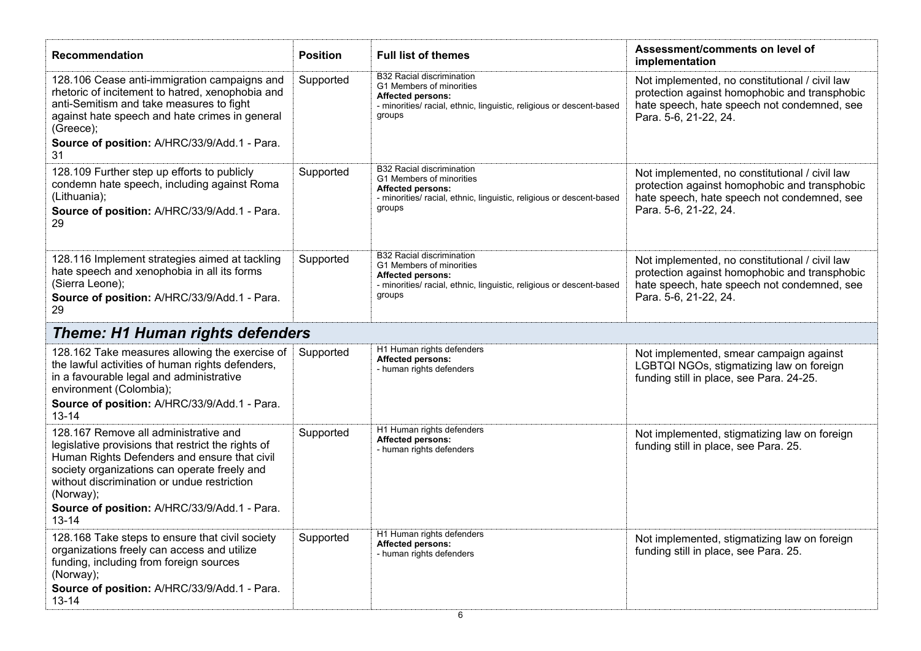| Recommendation | Position | Full list of themes | Assessment/comments on level of implementation |
|---|---|---|---|
| 128.106 Cease anti-immigration campaigns and rhetoric of incitement to hatred, xenophobia and anti-Semitism and take measures to fight against hate speech and hate crimes in general (Greece);<br>**Source of position:** A/HRC/33/9/Add.1 - Para. 31 | Supported | B32 Racial discrimination<br>G1 Members of minorities<br>**Affected persons:**<br>- minorities/ racial, ethnic, linguistic, religious or descent-based groups | Not implemented, no constitutional / civil law protection against homophobic and transphobic hate speech, hate speech not condemned, see Para. 5-6, 21-22, 24. |
| 128.109 Further step up efforts to publicly condemn hate speech, including against Roma (Lithuania);<br>**Source of position:** A/HRC/33/9/Add.1 - Para. 29 | Supported | B32 Racial discrimination<br>G1 Members of minorities<br>**Affected persons:**<br>- minorities/ racial, ethnic, linguistic, religious or descent-based groups | Not implemented, no constitutional / civil law protection against homophobic and transphobic hate speech, hate speech not condemned, see Para. 5-6, 21-22, 24. |
| 128.116 Implement strategies aimed at tackling hate speech and xenophobia in all its forms (Sierra Leone);<br>**Source of position:** A/HRC/33/9/Add.1 - Para. 29 | Supported | B32 Racial discrimination<br>G1 Members of minorities<br>**Affected persons:**<br>- minorities/ racial, ethnic, linguistic, religious or descent-based groups | Not implemented, no constitutional / civil law protection against homophobic and transphobic hate speech, hate speech not condemned, see Para. 5-6, 21-22, 24. |
| ***Theme: H1 Human rights defenders*** | | | |
| 128.162 Take measures allowing the exercise of the lawful activities of human rights defenders, in a favourable legal and administrative environment (Colombia);<br>**Source of position:** A/HRC/33/9/Add.1 - Para. 13-14 | Supported | H1 Human rights defenders<br>**Affected persons:**<br>- human rights defenders | Not implemented, smear campaign against LGBTQI NGOs, stigmatizing law on foreign funding still in place, see Para. 24-25. |
| 128.167 Remove all administrative and legislative provisions that restrict the rights of Human Rights Defenders and ensure that civil society organizations can operate freely and without discrimination or undue restriction (Norway);<br>**Source of position:** A/HRC/33/9/Add.1 - Para. 13-14 | Supported | H1 Human rights defenders<br>**Affected persons:**<br>- human rights defenders | Not implemented, stigmatizing law on foreign funding still in place, see Para. 25. |
| 128.168 Take steps to ensure that civil society organizations freely can access and utilize funding, including from foreign sources (Norway);<br>**Source of position:** A/HRC/33/9/Add.1 - Para. 13-14 | Supported | H1 Human rights defenders<br>**Affected persons:**<br>- human rights defenders | Not implemented, stigmatizing law on foreign funding still in place, see Para. 25. |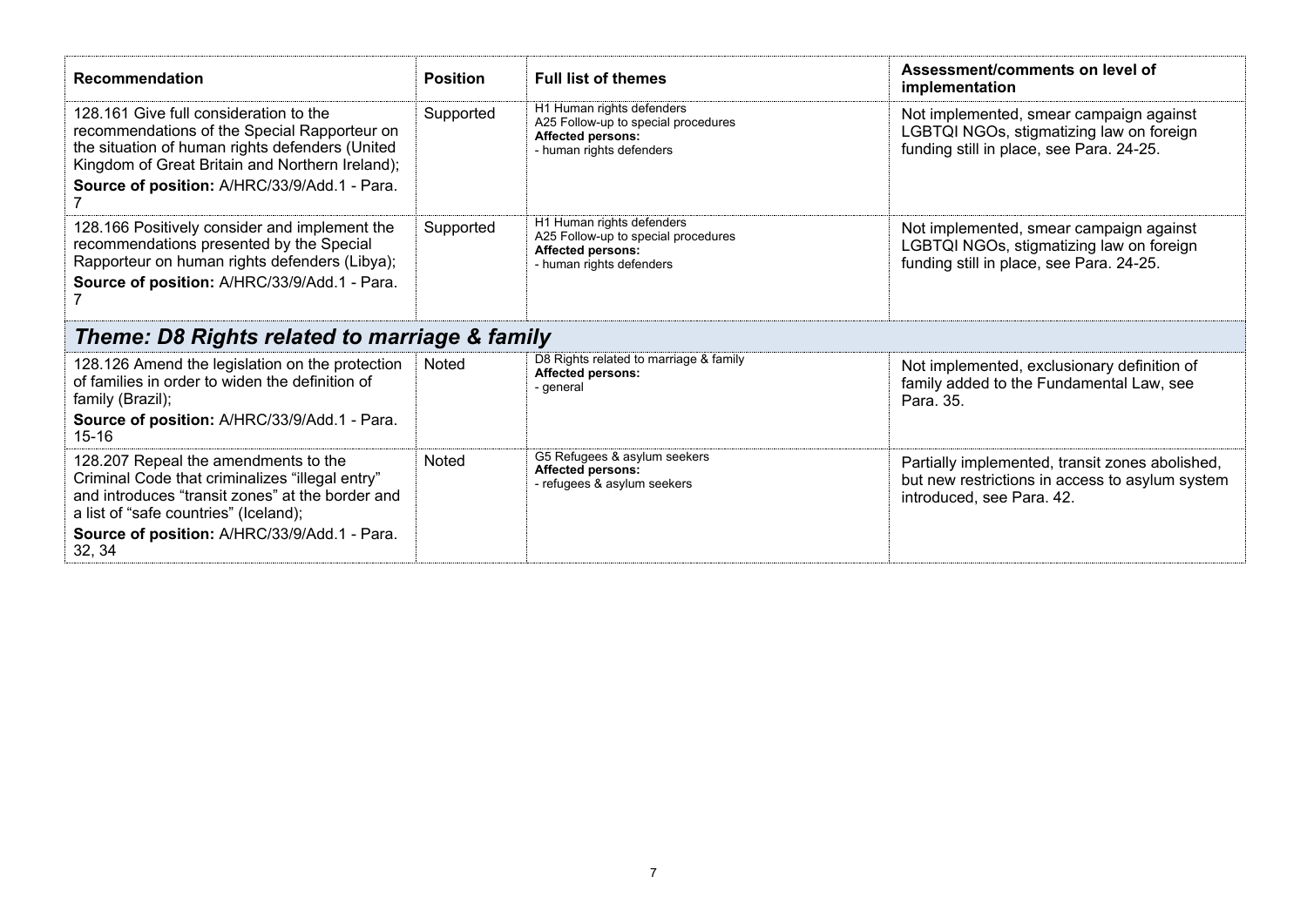| Recommendation | Position | Full list of themes | Assessment/comments on level of implementation |
|---|---|---|---|
| 128.161 Give full consideration to the recommendations of the Special Rapporteur on the situation of human rights defenders (United Kingdom of Great Britain and Northern Ireland); **Source of position:** A/HRC/33/9/Add.1 - Para. 7 | Supported | H1 Human rights defenders A25 Follow-up to special procedures **Affected persons:** - human rights defenders | Not implemented, smear campaign against LGBTQI NGOs, stigmatizing law on foreign funding still in place, see Para. 24-25. |
| 128.166 Positively consider and implement the recommendations presented by the Special Rapporteur on human rights defenders (Libya); **Source of position:** A/HRC/33/9/Add.1 - Para. 7 | Supported | H1 Human rights defenders A25 Follow-up to special procedures **Affected persons:** - human rights defenders | Not implemented, smear campaign against LGBTQI NGOs, stigmatizing law on foreign funding still in place, see Para. 24-25. |
| ***Theme: D8 Rights related to marriage & family*** | | | |
| 128.126 Amend the legislation on the protection of families in order to widen the definition of family (Brazil); **Source of position:** A/HRC/33/9/Add.1 - Para. 15-16 | Noted | D8 Rights related to marriage & family **Affected persons:** - general | Not implemented, exclusionary definition of family added to the Fundamental Law, see Para. 35. |
| 128.207 Repeal the amendments to the Criminal Code that criminalizes "illegal entry" and introduces "transit zones" at the border and a list of "safe countries" (Iceland); **Source of position:** A/HRC/33/9/Add.1 - Para. 32, 34 | Noted | G5 Refugees & asylum seekers **Affected persons:** - refugees & asylum seekers | Partially implemented, transit zones abolished, but new restrictions in access to asylum system introduced, see Para. 42. |